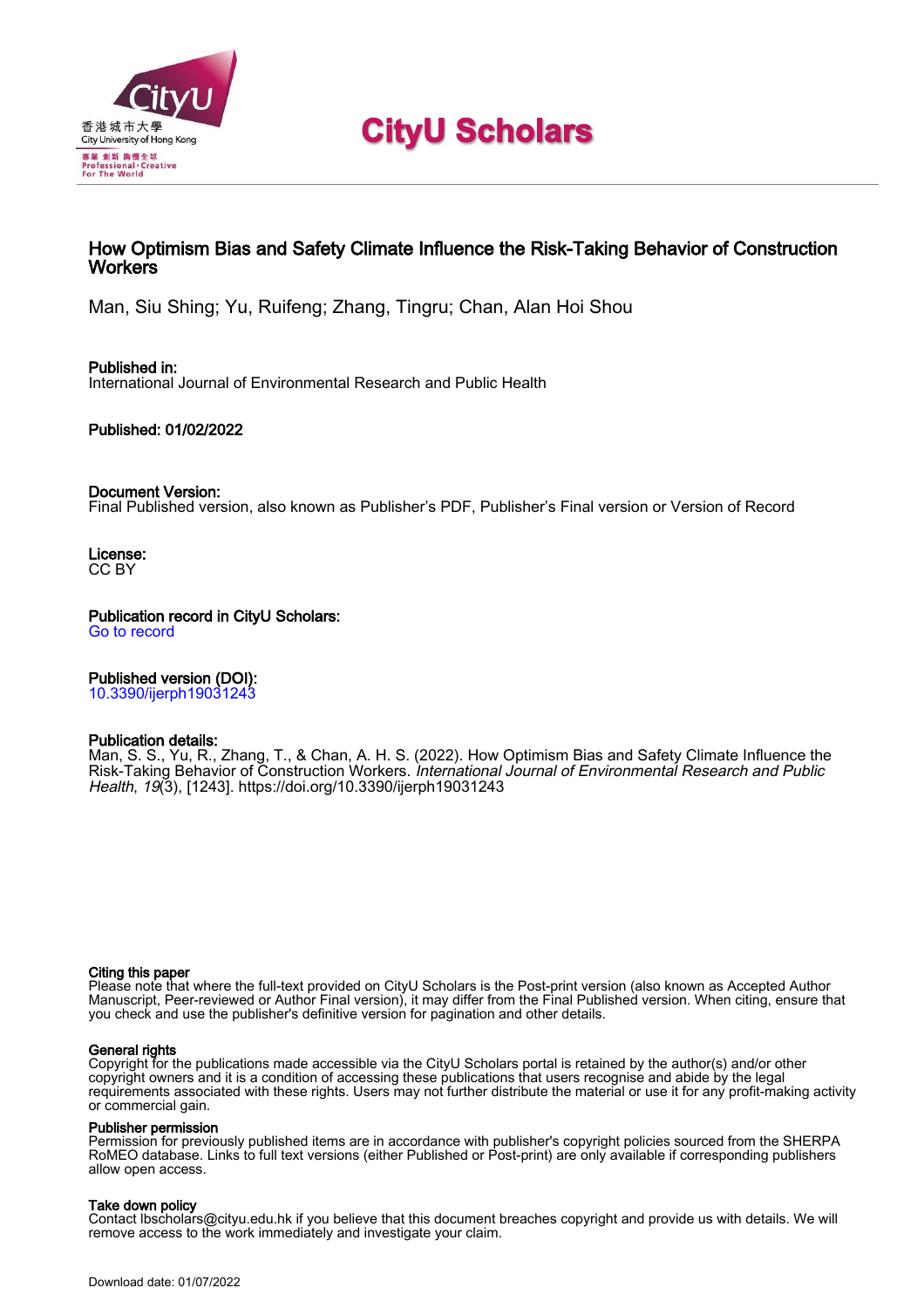# CityU Scholars

## How Optimism Bias and Safety Climate Influence the Risk-Taking Behavior of Construction Workers

Man, Siu Shing; Yu, Ruifeng; Zhang, Tingru; Chan, Alan Hoi Shou

**Published in:**
International Journal of Environmental Research and Public Health

**Published: 01/02/2022**

**Document Version:**
Final Published version, also known as Publisher's PDF, Publisher's Final version or Version of Record

**License:**
CC BY

**Publication record in CityU Scholars:**
Go to record

**Published version (DOI):**
10.3390/ijerph19031243

**Publication details:**
Man, S. S., Yu, R., Zhang, T., & Chan, A. H. S. (2022). How Optimism Bias and Safety Climate Influence the Risk-Taking Behavior of Construction Workers. *International Journal of Environmental Research and Public Health*, *19*(3), [1243]. https://doi.org/10.3390/ijerph19031243

**Citing this paper**
Please note that where the full-text provided on CityU Scholars is the Post-print version (also known as Accepted Author Manuscript, Peer-reviewed or Author Final version), it may differ from the Final Published version. When citing, ensure that you check and use the publisher's definitive version for pagination and other details.

**General rights**
Copyright for the publications made accessible via the CityU Scholars portal is retained by the author(s) and/or other copyright owners and it is a condition of accessing these publications that users recognise and abide by the legal requirements associated with these rights. Users may not further distribute the material or use it for any profit-making activity or commercial gain.

**Publisher permission**
Permission for previously published items are in accordance with publisher's copyright policies sourced from the SHERPA RoMEO database. Links to full text versions (either Published or Post-print) are only available if corresponding publishers allow open access.

**Take down policy**
Contact lbscholars@cityu.edu.hk if you believe that this document breaches copyright and provide us with details. We will remove access to the work immediately and investigate your claim.

Download date: 01/07/2022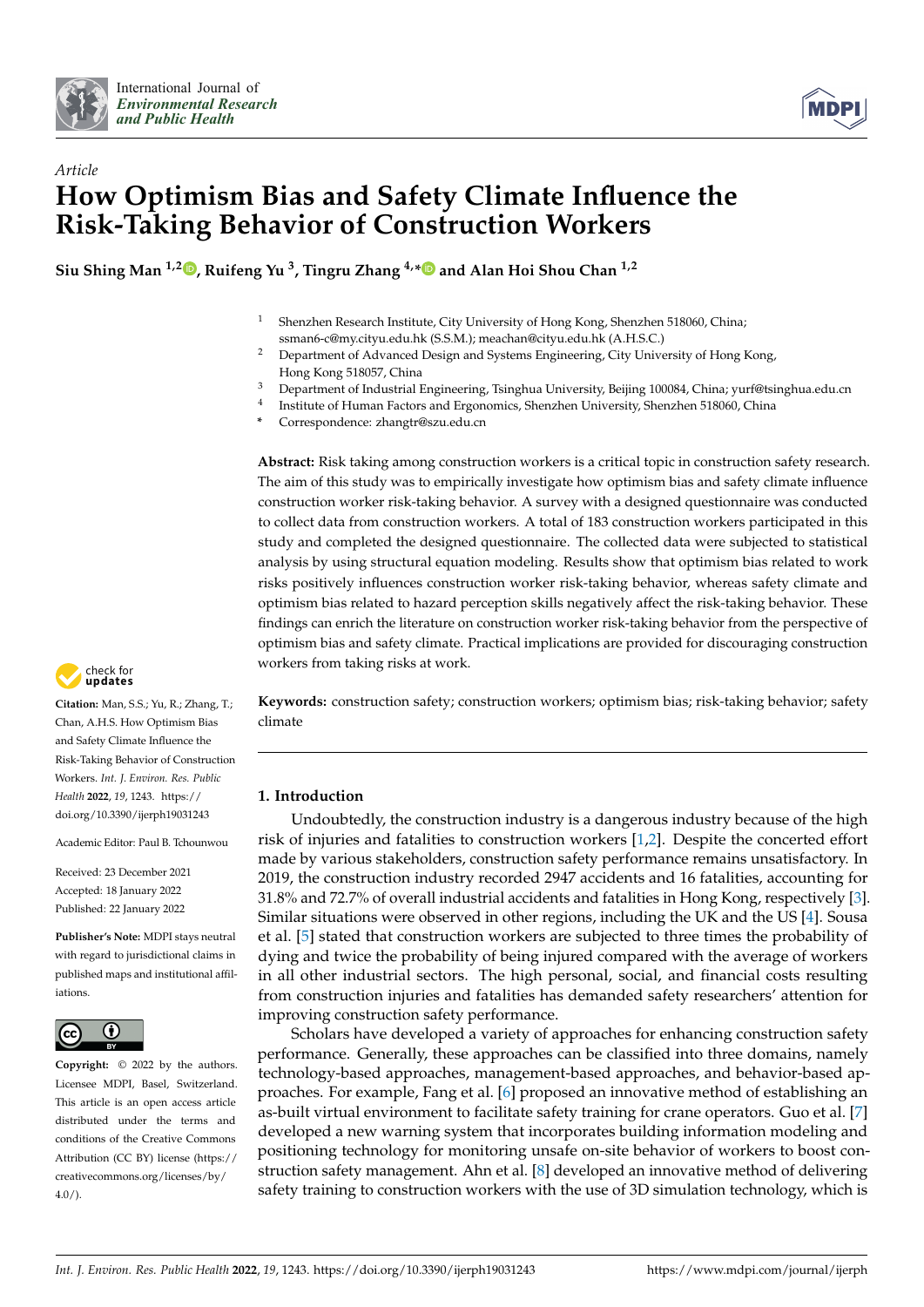Article

# How Optimism Bias and Safety Climate Influence the Risk-Taking Behavior of Construction Workers

**Siu Shing Man [1,2], Ruifeng Yu [3], Tingru Zhang [4,*] and Alan Hoi Shou Chan [1,2]**

1 Shenzhen Research Institute, City University of Hong Kong, Shenzhen 518060, China; ssman6-c@my.cityu.edu.hk (S.S.M.); meachan@cityu.edu.hk (A.H.S.C.)

2 Department of Advanced Design and Systems Engineering, City University of Hong Kong, Hong Kong 518057, China

3 Department of Industrial Engineering, Tsinghua University, Beijing 100084, China; yurf@tsinghua.edu.cn

4 Institute of Human Factors and Ergonomics, Shenzhen University, Shenzhen 518060, China

\* Correspondence: zhangtr@szu.edu.cn

**Abstract:** Risk taking among construction workers is a critical topic in construction safety research. The aim of this study was to empirically investigate how optimism bias and safety climate influence construction worker risk-taking behavior. A survey with a designed questionnaire was conducted to collect data from construction workers. A total of 183 construction workers participated in this study and completed the designed questionnaire. The collected data were subjected to statistical analysis by using structural equation modeling. Results show that optimism bias related to work risks positively influences construction worker risk-taking behavior, whereas safety climate and optimism bias related to hazard perception skills negatively affect the risk-taking behavior. These findings can enrich the literature on construction worker risk-taking behavior from the perspective of optimism bias and safety climate. Practical implications are provided for discouraging construction workers from taking risks at work.

**Keywords:** construction safety; construction workers; optimism bias; risk-taking behavior; safety climate

**Citation:** Man, S.S.; Yu, R.; Zhang, T.; Chan, A.H.S. How Optimism Bias and Safety Climate Influence the Risk-Taking Behavior of Construction Workers. *Int. J. Environ. Res. Public Health* **2022**, *19*, 1243. https://doi.org/10.3390/ijerph19031243

Academic Editor: Paul B. Tchounwou

Received: 23 December 2021
Accepted: 18 January 2022
Published: 22 January 2022

**Publisher's Note:** MDPI stays neutral with regard to jurisdictional claims in published maps and institutional affiliations.

**Copyright:** © 2022 by the authors. Licensee MDPI, Basel, Switzerland. This article is an open access article distributed under the terms and conditions of the Creative Commons Attribution (CC BY) license (https://creativecommons.org/licenses/by/4.0/).

## 1. Introduction

Undoubtedly, the construction industry is a dangerous industry because of the high risk of injuries and fatalities to construction workers [1,2]. Despite the concerted effort made by various stakeholders, construction safety performance remains unsatisfactory. In 2019, the construction industry recorded 2947 accidents and 16 fatalities, accounting for 31.8% and 72.7% of overall industrial accidents and fatalities in Hong Kong, respectively [3]. Similar situations were observed in other regions, including the UK and the US [4]. Sousa et al. [5] stated that construction workers are subjected to three times the probability of dying and twice the probability of being injured compared with the average of workers in all other industrial sectors. The high personal, social, and financial costs resulting from construction injuries and fatalities has demanded safety researchers' attention for improving construction safety performance.

Scholars have developed a variety of approaches for enhancing construction safety performance. Generally, these approaches can be classified into three domains, namely technology-based approaches, management-based approaches, and behavior-based approaches. For example, Fang et al. [6] proposed an innovative method of establishing an as-built virtual environment to facilitate safety training for crane operators. Guo et al. [7] developed a new warning system that incorporates building information modeling and positioning technology for monitoring unsafe on-site behavior of workers to boost construction safety management. Ahn et al. [8] developed an innovative method of delivering safety training to construction workers with the use of 3D simulation technology, which is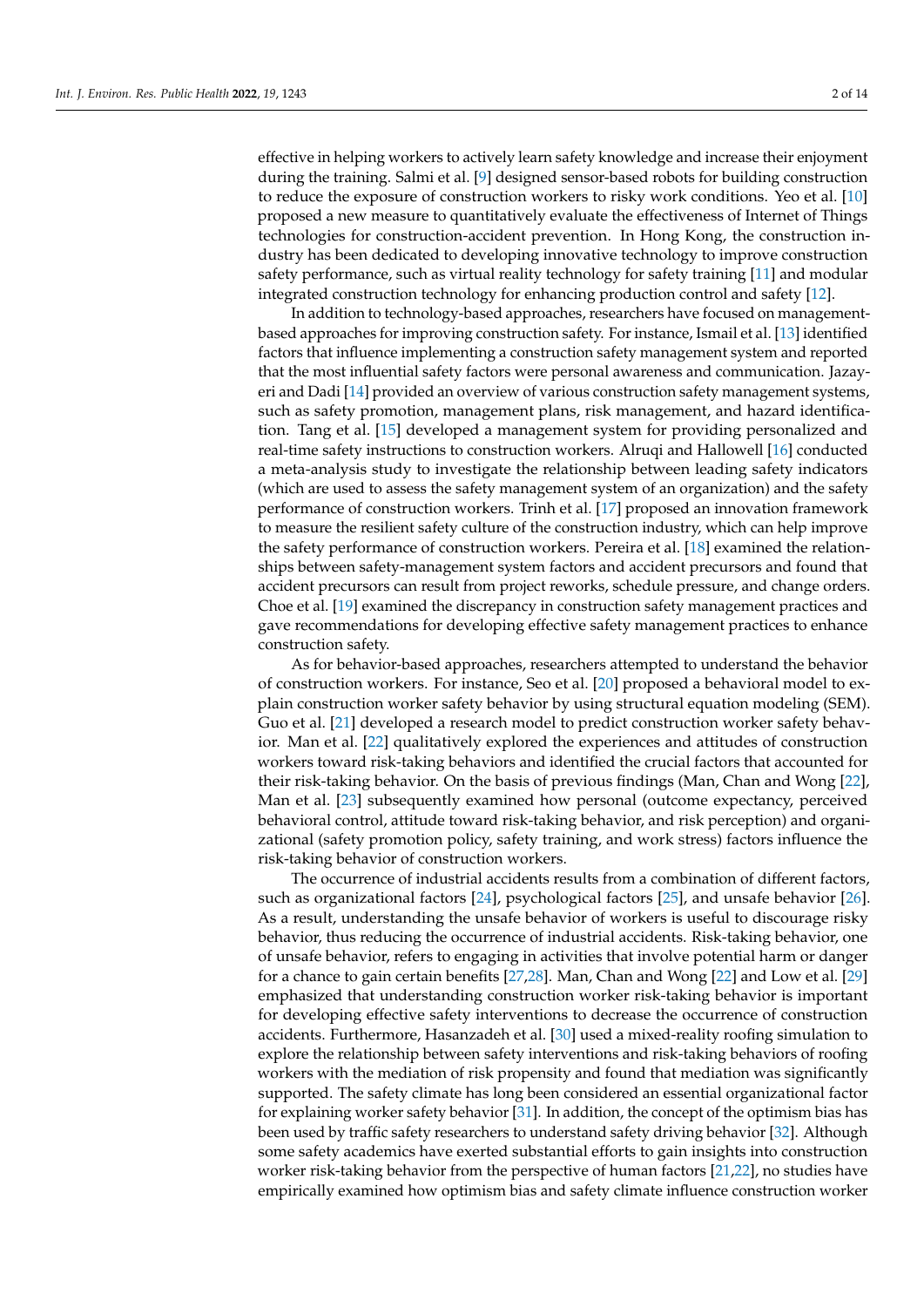effective in helping workers to actively learn safety knowledge and increase their enjoyment during the training. Salmi et al. [9] designed sensor-based robots for building construction to reduce the exposure of construction workers to risky work conditions. Yeo et al. [10] proposed a new measure to quantitatively evaluate the effectiveness of Internet of Things technologies for construction-accident prevention. In Hong Kong, the construction industry has been dedicated to developing innovative technology to improve construction safety performance, such as virtual reality technology for safety training [11] and modular integrated construction technology for enhancing production control and safety [12].

In addition to technology-based approaches, researchers have focused on management-based approaches for improving construction safety. For instance, Ismail et al. [13] identified factors that influence implementing a construction safety management system and reported that the most influential safety factors were personal awareness and communication. Jazayeri and Dadi [14] provided an overview of various construction safety management systems, such as safety promotion, management plans, risk management, and hazard identification. Tang et al. [15] developed a management system for providing personalized and real-time safety instructions to construction workers. Alruqi and Hallowell [16] conducted a meta-analysis study to investigate the relationship between leading safety indicators (which are used to assess the safety management system of an organization) and the safety performance of construction workers. Trinh et al. [17] proposed an innovation framework to measure the resilient safety culture of the construction industry, which can help improve the safety performance of construction workers. Pereira et al. [18] examined the relationships between safety-management system factors and accident precursors and found that accident precursors can result from project reworks, schedule pressure, and change orders. Choe et al. [19] examined the discrepancy in construction safety management practices and gave recommendations for developing effective safety management practices to enhance construction safety.

As for behavior-based approaches, researchers attempted to understand the behavior of construction workers. For instance, Seo et al. [20] proposed a behavioral model to explain construction worker safety behavior by using structural equation modeling (SEM). Guo et al. [21] developed a research model to predict construction worker safety behavior. Man et al. [22] qualitatively explored the experiences and attitudes of construction workers toward risk-taking behaviors and identified the crucial factors that accounted for their risk-taking behavior. On the basis of previous findings (Man, Chan and Wong [22], Man et al. [23] subsequently examined how personal (outcome expectancy, perceived behavioral control, attitude toward risk-taking behavior, and risk perception) and organizational (safety promotion policy, safety training, and work stress) factors influence the risk-taking behavior of construction workers.

The occurrence of industrial accidents results from a combination of different factors, such as organizational factors [24], psychological factors [25], and unsafe behavior [26]. As a result, understanding the unsafe behavior of workers is useful to discourage risky behavior, thus reducing the occurrence of industrial accidents. Risk-taking behavior, one of unsafe behavior, refers to engaging in activities that involve potential harm or danger for a chance to gain certain benefits [27,28]. Man, Chan and Wong [22] and Low et al. [29] emphasized that understanding construction worker risk-taking behavior is important for developing effective safety interventions to decrease the occurrence of construction accidents. Furthermore, Hasanzadeh et al. [30] used a mixed-reality roofing simulation to explore the relationship between safety interventions and risk-taking behaviors of roofing workers with the mediation of risk propensity and found that mediation was significantly supported. The safety climate has long been considered an essential organizational factor for explaining worker safety behavior [31]. In addition, the concept of the optimism bias has been used by traffic safety researchers to understand safety driving behavior [32]. Although some safety academics have exerted substantial efforts to gain insights into construction worker risk-taking behavior from the perspective of human factors [21,22], no studies have empirically examined how optimism bias and safety climate influence construction worker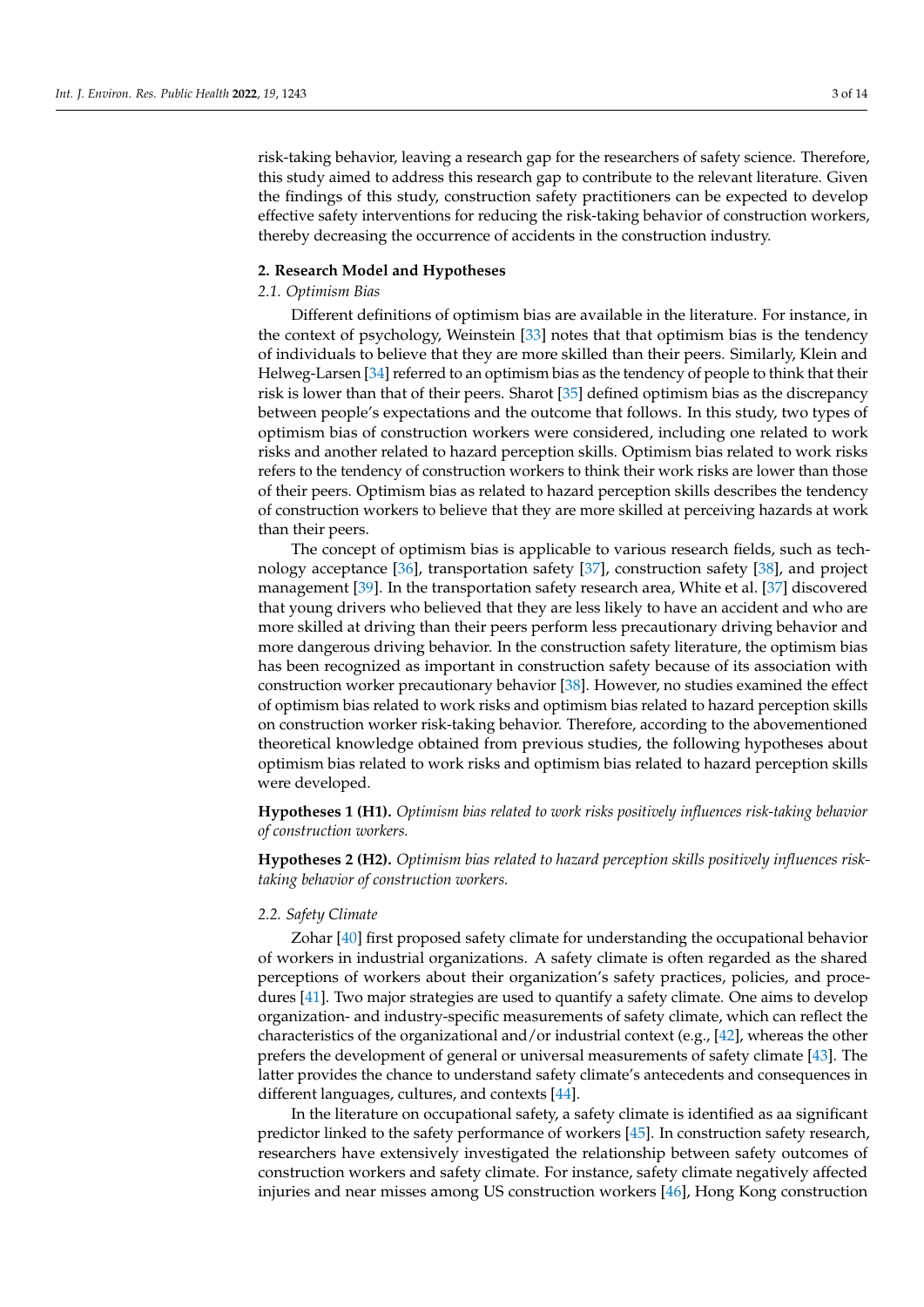risk-taking behavior, leaving a research gap for the researchers of safety science. Therefore, this study aimed to address this research gap to contribute to the relevant literature. Given the findings of this study, construction safety practitioners can be expected to develop effective safety interventions for reducing the risk-taking behavior of construction workers, thereby decreasing the occurrence of accidents in the construction industry.

## 2. Research Model and Hypotheses

### *2.1. Optimism Bias*

Different definitions of optimism bias are available in the literature. For instance, in the context of psychology, Weinstein [33] notes that that optimism bias is the tendency of individuals to believe that they are more skilled than their peers. Similarly, Klein and Helweg-Larsen [34] referred to an optimism bias as the tendency of people to think that their risk is lower than that of their peers. Sharot [35] defined optimism bias as the discrepancy between people's expectations and the outcome that follows. In this study, two types of optimism bias of construction workers were considered, including one related to work risks and another related to hazard perception skills. Optimism bias related to work risks refers to the tendency of construction workers to think their work risks are lower than those of their peers. Optimism bias as related to hazard perception skills describes the tendency of construction workers to believe that they are more skilled at perceiving hazards at work than their peers.

The concept of optimism bias is applicable to various research fields, such as technology acceptance [36], transportation safety [37], construction safety [38], and project management [39]. In the transportation safety research area, White et al. [37] discovered that young drivers who believed that they are less likely to have an accident and who are more skilled at driving than their peers perform less precautionary driving behavior and more dangerous driving behavior. In the construction safety literature, the optimism bias has been recognized as important in construction safety because of its association with construction worker precautionary behavior [38]. However, no studies examined the effect of optimism bias related to work risks and optimism bias related to hazard perception skills on construction worker risk-taking behavior. Therefore, according to the abovementioned theoretical knowledge obtained from previous studies, the following hypotheses about optimism bias related to work risks and optimism bias related to hazard perception skills were developed.

**Hypotheses 1 (H1).** *Optimism bias related to work risks positively influences risk-taking behavior of construction workers.*

**Hypotheses 2 (H2).** *Optimism bias related to hazard perception skills positively influences risk-taking behavior of construction workers.*

### *2.2. Safety Climate*

Zohar [40] first proposed safety climate for understanding the occupational behavior of workers in industrial organizations. A safety climate is often regarded as the shared perceptions of workers about their organization's safety practices, policies, and procedures [41]. Two major strategies are used to quantify a safety climate. One aims to develop organization- and industry-specific measurements of safety climate, which can reflect the characteristics of the organizational and/or industrial context (e.g., [42], whereas the other prefers the development of general or universal measurements of safety climate [43]. The latter provides the chance to understand safety climate's antecedents and consequences in different languages, cultures, and contexts [44].

In the literature on occupational safety, a safety climate is identified as aa significant predictor linked to the safety performance of workers [45]. In construction safety research, researchers have extensively investigated the relationship between safety outcomes of construction workers and safety climate. For instance, safety climate negatively affected injuries and near misses among US construction workers [46], Hong Kong construction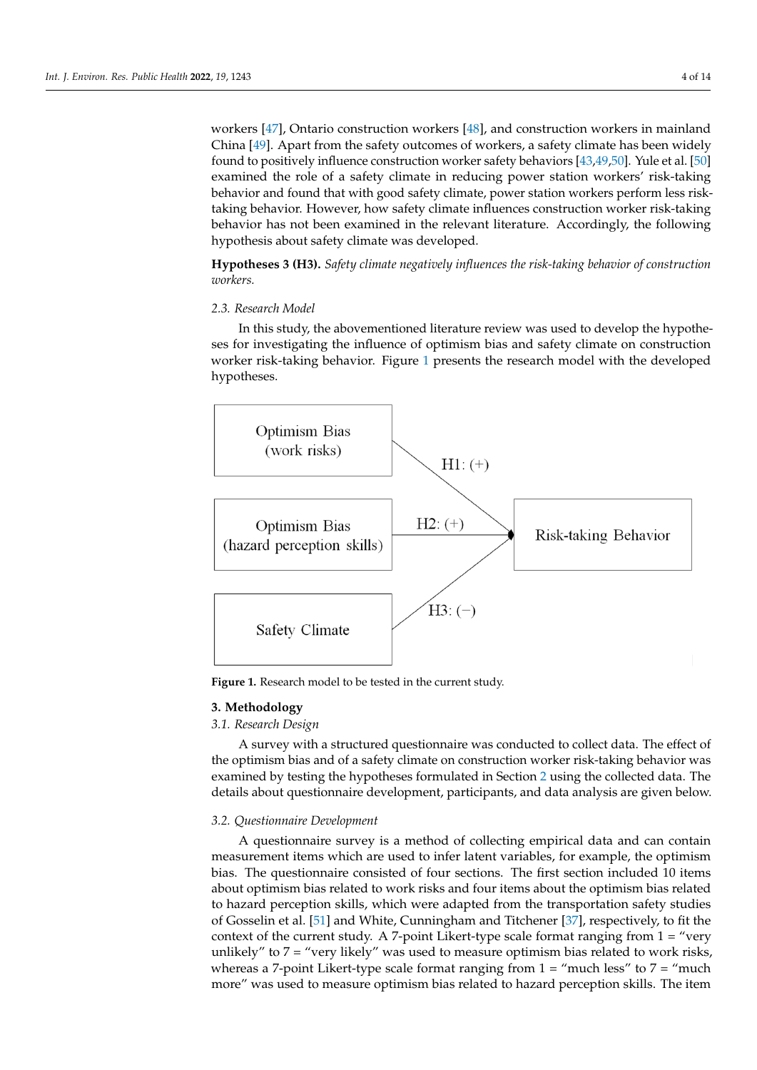workers [47], Ontario construction workers [48], and construction workers in mainland China [49]. Apart from the safety outcomes of workers, a safety climate has been widely found to positively influence construction worker safety behaviors [43,49,50]. Yule et al. [50] examined the role of a safety climate in reducing power station workers' risk-taking behavior and found that with good safety climate, power station workers perform less risk-taking behavior. However, how safety climate influences construction worker risk-taking behavior has not been examined in the relevant literature. Accordingly, the following hypothesis about safety climate was developed.

**Hypotheses 3 (H3).** *Safety climate negatively influences the risk-taking behavior of construction workers.*

### 2.3. Research Model

In this study, the abovementioned literature review was used to develop the hypotheses for investigating the influence of optimism bias and safety climate on construction worker risk-taking behavior. Figure 1 presents the research model with the developed hypotheses.

Optimism Bias (work risks) — H1: (+) → Risk-taking Behavior

Optimism Bias (hazard perception skills) — H2: (+) → Risk-taking Behavior

Safety Climate — H3: (−) → Risk-taking Behavior

**Figure 1.** Research model to be tested in the current study.

## 3. Methodology

### 3.1. Research Design

A survey with a structured questionnaire was conducted to collect data. The effect of the optimism bias and of a safety climate on construction worker risk-taking behavior was examined by testing the hypotheses formulated in Section 2 using the collected data. The details about questionnaire development, participants, and data analysis are given below.

### 3.2. Questionnaire Development

A questionnaire survey is a method of collecting empirical data and can contain measurement items which are used to infer latent variables, for example, the optimism bias. The questionnaire consisted of four sections. The first section included 10 items about optimism bias related to work risks and four items about the optimism bias related to hazard perception skills, which were adapted from the transportation safety studies of Gosselin et al. [51] and White, Cunningham and Titchener [37], respectively, to fit the context of the current study. A 7-point Likert-type scale format ranging from 1 = "very unlikely" to 7 = "very likely" was used to measure optimism bias related to work risks, whereas a 7-point Likert-type scale format ranging from 1 = "much less" to 7 = "much more" was used to measure optimism bias related to hazard perception skills. The item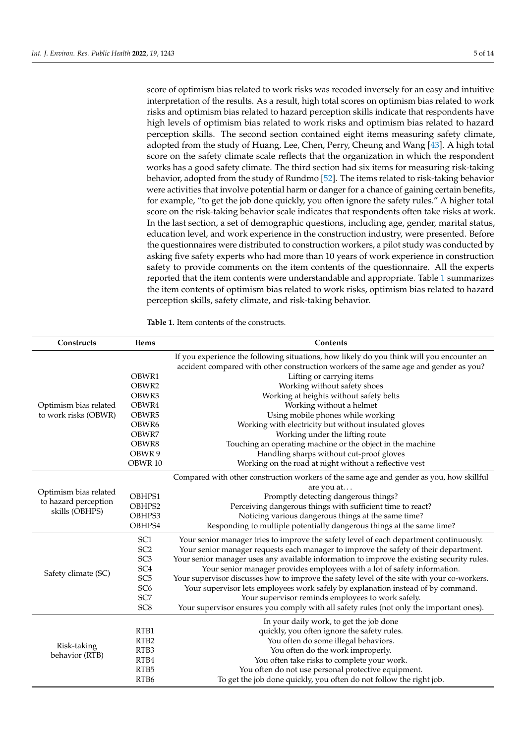score of optimism bias related to work risks was recoded inversely for an easy and intuitive interpretation of the results. As a result, high total scores on optimism bias related to work risks and optimism bias related to hazard perception skills indicate that respondents have high levels of optimism bias related to work risks and optimism bias related to hazard perception skills. The second section contained eight items measuring safety climate, adopted from the study of Huang, Lee, Chen, Perry, Cheung and Wang [43]. A high total score on the safety climate scale reflects that the organization in which the respondent works has a good safety climate. The third section had six items for measuring risk-taking behavior, adopted from the study of Rundmo [52]. The items related to risk-taking behavior were activities that involve potential harm or danger for a chance of gaining certain benefits, for example, "to get the job done quickly, you often ignore the safety rules." A higher total score on the risk-taking behavior scale indicates that respondents often take risks at work. In the last section, a set of demographic questions, including age, gender, marital status, education level, and work experience in the construction industry, were presented. Before the questionnaires were distributed to construction workers, a pilot study was conducted by asking five safety experts who had more than 10 years of work experience in construction safety to provide comments on the item contents of the questionnaire. All the experts reported that the item contents were understandable and appropriate. Table 1 summarizes the item contents of optimism bias related to work risks, optimism bias related to hazard perception skills, safety climate, and risk-taking behavior.

**Table 1.** Item contents of the constructs.

| Constructs | Items | Contents |
|---|---|---|
| Optimism bias related to work risks (OBWR) | | If you experience the following situations, how likely do you think will you encounter an accident compared with other construction workers of the same age and gender as you? |
| | OBWR1 | Lifting or carrying items |
| | OBWR2 | Working without safety shoes |
| | OBWR3 | Working at heights without safety belts |
| | OBWR4 | Working without a helmet |
| | OBWR5 | Using mobile phones while working |
| | OBWR6 | Working with electricity but without insulated gloves |
| | OBWR7 | Working under the lifting route |
| | OBWR8 | Touching an operating machine or the object in the machine |
| | OBWR 9 | Handling sharps without cut-proof gloves |
| | OBWR 10 | Working on the road at night without a reflective vest |
| Optimism bias related to hazard perception skills (OBHPS) | | Compared with other construction workers of the same age and gender as you, how skillful are you at… |
| | OBHPS1 | Promptly detecting dangerous things? |
| | OBHPS2 | Perceiving dangerous things with sufficient time to react? |
| | OBHPS3 | Noticing various dangerous things at the same time? |
| | OBHPS4 | Responding to multiple potentially dangerous things at the same time? |
| Safety climate (SC) | SC1 | Your senior manager tries to improve the safety level of each department continuously. |
| | SC2 | Your senior manager requests each manager to improve the safety of their department. |
| | SC3 | Your senior manager uses any available information to improve the existing security rules. |
| | SC4 | Your senior manager provides employees with a lot of safety information. |
| | SC5 | Your supervisor discusses how to improve the safety level of the site with your co-workers. |
| | SC6 | Your supervisor lets employees work safely by explanation instead of by command. |
| | SC7 | Your supervisor reminds employees to work safely. |
| | SC8 | Your supervisor ensures you comply with all safety rules (not only the important ones). |
| Risk-taking behavior (RTB) | RTB1 | In your daily work, to get the job done quickly, you often ignore the safety rules. |
| | RTB2 | You often do some illegal behaviors. |
| | RTB3 | You often do the work improperly. |
| | RTB4 | You often take risks to complete your work. |
| | RTB5 | You often do not use personal protective equipment. |
| | RTB6 | To get the job done quickly, you often do not follow the right job. |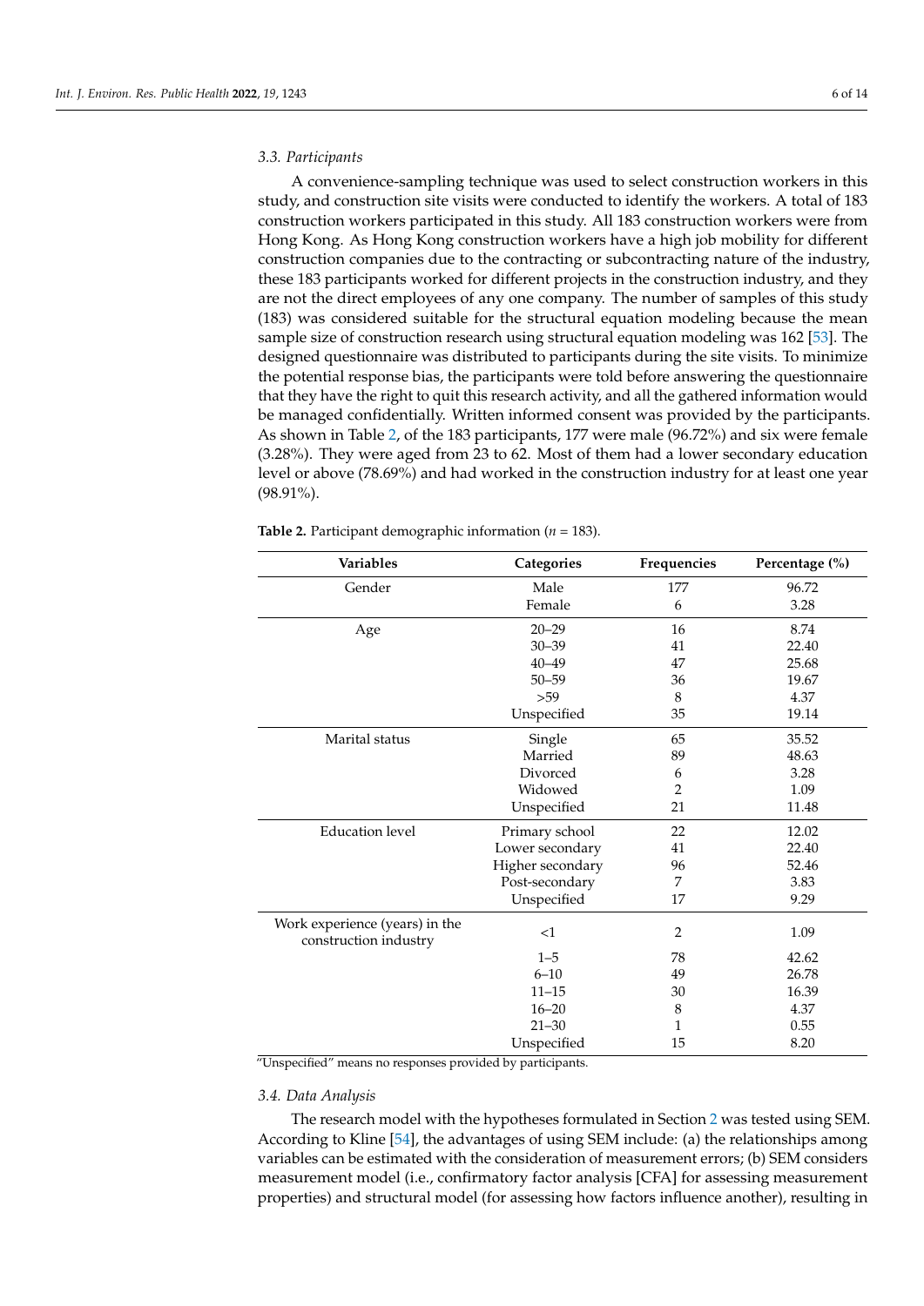### 3.3. Participants

A convenience-sampling technique was used to select construction workers in this study, and construction site visits were conducted to identify the workers. A total of 183 construction workers participated in this study. All 183 construction workers were from Hong Kong. As Hong Kong construction workers have a high job mobility for different construction companies due to the contracting or subcontracting nature of the industry, these 183 participants worked for different projects in the construction industry, and they are not the direct employees of any one company. The number of samples of this study (183) was considered suitable for the structural equation modeling because the mean sample size of construction research using structural equation modeling was 162 [53]. The designed questionnaire was distributed to participants during the site visits. To minimize the potential response bias, the participants were told before answering the questionnaire that they have the right to quit this research activity, and all the gathered information would be managed confidentially. Written informed consent was provided by the participants. As shown in Table 2, of the 183 participants, 177 were male (96.72%) and six were female (3.28%). They were aged from 23 to 62. Most of them had a lower secondary education level or above (78.69%) and had worked in the construction industry for at least one year (98.91%).

**Table 2.** Participant demographic information ($n$ = 183).

| Variables | Categories | Frequencies | Percentage (%) |
|---|---|---|---|
| Gender | Male | 177 | 96.72 |
| | Female | 6 | 3.28 |
| Age | 20–29 | 16 | 8.74 |
| | 30–39 | 41 | 22.40 |
| | 40–49 | 47 | 25.68 |
| | 50–59 | 36 | 19.67 |
| | >59 | 8 | 4.37 |
| | Unspecified | 35 | 19.14 |
| Marital status | Single | 65 | 35.52 |
| | Married | 89 | 48.63 |
| | Divorced | 6 | 3.28 |
| | Widowed | 2 | 1.09 |
| | Unspecified | 21 | 11.48 |
| Education level | Primary school | 22 | 12.02 |
| | Lower secondary | 41 | 22.40 |
| | Higher secondary | 96 | 52.46 |
| | Post-secondary | 7 | 3.83 |
| | Unspecified | 17 | 9.29 |
| Work experience (years) in the construction industry | <1 | 2 | 1.09 |
| | 1–5 | 78 | 42.62 |
| | 6–10 | 49 | 26.78 |
| | 11–15 | 30 | 16.39 |
| | 16–20 | 8 | 4.37 |
| | 21–30 | 1 | 0.55 |
| | Unspecified | 15 | 8.20 |

"Unspecified" means no responses provided by participants.

### 3.4. Data Analysis

The research model with the hypotheses formulated in Section 2 was tested using SEM. According to Kline [54], the advantages of using SEM include: (a) the relationships among variables can be estimated with the consideration of measurement errors; (b) SEM considers measurement model (i.e., confirmatory factor analysis [CFA] for assessing measurement properties) and structural model (for assessing how factors influence another), resulting in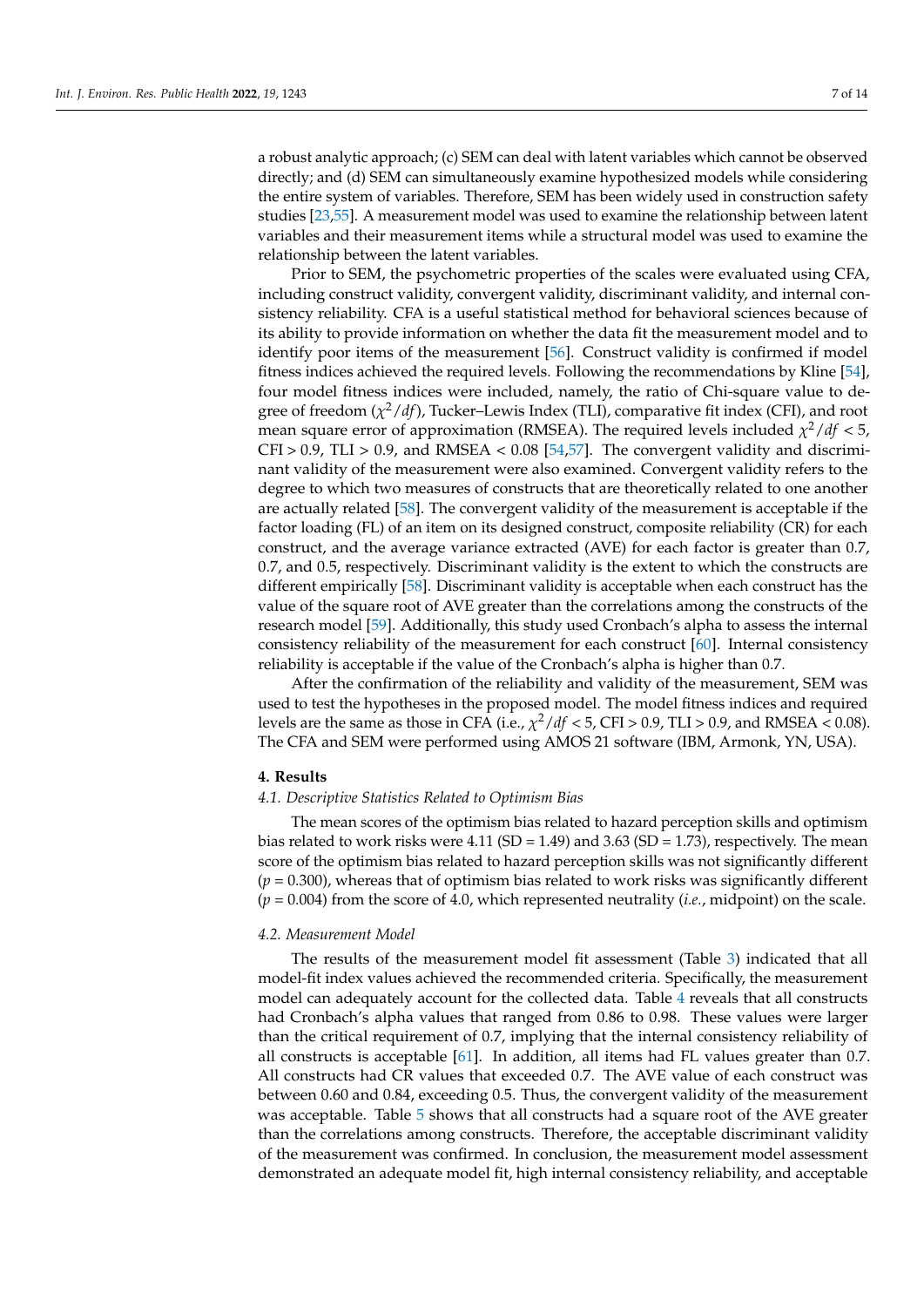a robust analytic approach; (c) SEM can deal with latent variables which cannot be observed directly; and (d) SEM can simultaneously examine hypothesized models while considering the entire system of variables. Therefore, SEM has been widely used in construction safety studies [23,55]. A measurement model was used to examine the relationship between latent variables and their measurement items while a structural model was used to examine the relationship between the latent variables.

Prior to SEM, the psychometric properties of the scales were evaluated using CFA, including construct validity, convergent validity, discriminant validity, and internal consistency reliability. CFA is a useful statistical method for behavioral sciences because of its ability to provide information on whether the data fit the measurement model and to identify poor items of the measurement [56]. Construct validity is confirmed if model fitness indices achieved the required levels. Following the recommendations by Kline [54], four model fitness indices were included, namely, the ratio of Chi-square value to degree of freedom ($\chi^2/df$), Tucker–Lewis Index (TLI), comparative fit index (CFI), and root mean square error of approximation (RMSEA). The required levels included $\chi^2/df < 5$, CFI > 0.9, TLI > 0.9, and RMSEA < 0.08 [54,57]. The convergent validity and discriminant validity of the measurement were also examined. Convergent validity refers to the degree to which two measures of constructs that are theoretically related to one another are actually related [58]. The convergent validity of the measurement is acceptable if the factor loading (FL) of an item on its designed construct, composite reliability (CR) for each construct, and the average variance extracted (AVE) for each factor is greater than 0.7, 0.7, and 0.5, respectively. Discriminant validity is the extent to which the constructs are different empirically [58]. Discriminant validity is acceptable when each construct has the value of the square root of AVE greater than the correlations among the constructs of the research model [59]. Additionally, this study used Cronbach's alpha to assess the internal consistency reliability of the measurement for each construct [60]. Internal consistency reliability is acceptable if the value of the Cronbach's alpha is higher than 0.7.

After the confirmation of the reliability and validity of the measurement, SEM was used to test the hypotheses in the proposed model. The model fitness indices and required levels are the same as those in CFA (i.e., $\chi^2/df < 5$, CFI > 0.9, TLI > 0.9, and RMSEA < 0.08). The CFA and SEM were performed using AMOS 21 software (IBM, Armonk, YN, USA).

## 4. Results

### *4.1. Descriptive Statistics Related to Optimism Bias*

The mean scores of the optimism bias related to hazard perception skills and optimism bias related to work risks were 4.11 (SD = 1.49) and 3.63 (SD = 1.73), respectively. The mean score of the optimism bias related to hazard perception skills was not significantly different ($p = 0.300$), whereas that of optimism bias related to work risks was significantly different ($p = 0.004$) from the score of 4.0, which represented neutrality (*i.e.*, midpoint) on the scale.

### *4.2. Measurement Model*

The results of the measurement model fit assessment (Table 3) indicated that all model-fit index values achieved the recommended criteria. Specifically, the measurement model can adequately account for the collected data. Table 4 reveals that all constructs had Cronbach's alpha values that ranged from 0.86 to 0.98. These values were larger than the critical requirement of 0.7, implying that the internal consistency reliability of all constructs is acceptable [61]. In addition, all items had FL values greater than 0.7. All constructs had CR values that exceeded 0.7. The AVE value of each construct was between 0.60 and 0.84, exceeding 0.5. Thus, the convergent validity of the measurement was acceptable. Table 5 shows that all constructs had a square root of the AVE greater than the correlations among constructs. Therefore, the acceptable discriminant validity of the measurement was confirmed. In conclusion, the measurement model assessment demonstrated an adequate model fit, high internal consistency reliability, and acceptable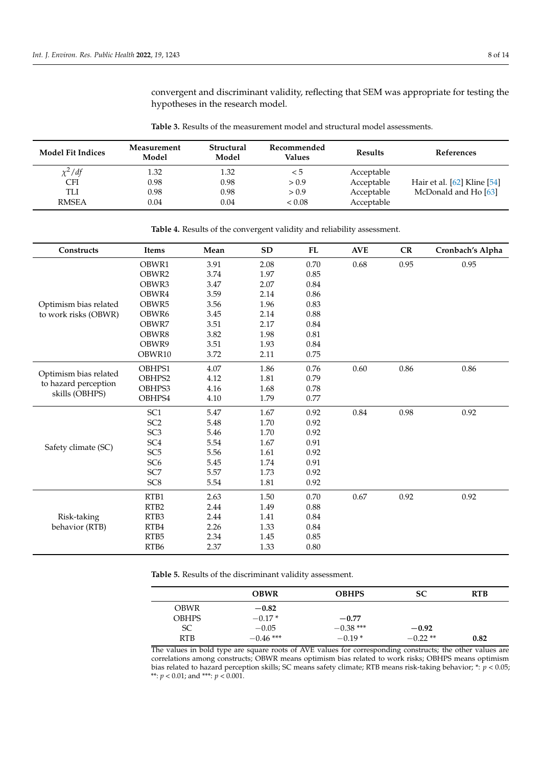convergent and discriminant validity, reflecting that SEM was appropriate for testing the hypotheses in the research model.

**Table 3.** Results of the measurement model and structural model assessments.

| Model Fit Indices | Measurement Model | Structural Model | Recommended Values | Results | References |
|---|---|---|---|---|---|
| $\chi^2/df$ | 1.32 | 1.32 | < 5 | Acceptable | |
| CFI | 0.98 | 0.98 | > 0.9 | Acceptable | Hair et al. [62] Kline [54] |
| TLI | 0.98 | 0.98 | > 0.9 | Acceptable | McDonald and Ho [63] |
| RMSEA | 0.04 | 0.04 | < 0.08 | Acceptable | |

**Table 4.** Results of the convergent validity and reliability assessment.

| Constructs | Items | Mean | SD | FL | AVE | CR | Cronbach's Alpha |
|---|---|---|---|---|---|---|---|
| Optimism bias related to work risks (OBWR) | OBWR1 | 3.91 | 2.08 | 0.70 | 0.68 | 0.95 | 0.95 |
| | OBWR2 | 3.74 | 1.97 | 0.85 | | | |
| | OBWR3 | 3.47 | 2.07 | 0.84 | | | |
| | OBWR4 | 3.59 | 2.14 | 0.86 | | | |
| | OBWR5 | 3.56 | 1.96 | 0.83 | | | |
| | OBWR6 | 3.45 | 2.14 | 0.88 | | | |
| | OBWR7 | 3.51 | 2.17 | 0.84 | | | |
| | OBWR8 | 3.82 | 1.98 | 0.81 | | | |
| | OBWR9 | 3.51 | 1.93 | 0.84 | | | |
| | OBWR10 | 3.72 | 2.11 | 0.75 | | | |
| Optimism bias related to hazard perception skills (OBHPS) | OBHPS1 | 4.07 | 1.86 | 0.76 | 0.60 | 0.86 | 0.86 |
| | OBHPS2 | 4.12 | 1.81 | 0.79 | | | |
| | OBHPS3 | 4.16 | 1.68 | 0.78 | | | |
| | OBHPS4 | 4.10 | 1.79 | 0.77 | | | |
| Safety climate (SC) | SC1 | 5.47 | 1.67 | 0.92 | 0.84 | 0.98 | 0.92 |
| | SC2 | 5.48 | 1.70 | 0.92 | | | |
| | SC3 | 5.46 | 1.70 | 0.92 | | | |
| | SC4 | 5.54 | 1.67 | 0.91 | | | |
| | SC5 | 5.56 | 1.61 | 0.92 | | | |
| | SC6 | 5.45 | 1.74 | 0.91 | | | |
| | SC7 | 5.57 | 1.73 | 0.92 | | | |
| | SC8 | 5.54 | 1.81 | 0.92 | | | |
| Risk-taking behavior (RTB) | RTB1 | 2.63 | 1.50 | 0.70 | 0.67 | 0.92 | 0.92 |
| | RTB2 | 2.44 | 1.49 | 0.88 | | | |
| | RTB3 | 2.44 | 1.41 | 0.84 | | | |
| | RTB4 | 2.26 | 1.33 | 0.84 | | | |
| | RTB5 | 2.34 | 1.45 | 0.85 | | | |
| | RTB6 | 2.37 | 1.33 | 0.80 | | | |

**Table 5.** Results of the discriminant validity assessment.

| | OBWR | OBHPS | SC | RTB |
|---|---|---|---|---|
| OBWR | **−0.82** | | | |
| OBHPS | −0.17 * | **−0.77** | | |
| SC | −0.05 | −0.38 *** | **−0.92** | |
| RTB | −0.46 *** | −0.19 * | −0.22 ** | **0.82** |

The values in bold type are square roots of AVE values for corresponding constructs; the other values are correlations among constructs; OBWR means optimism bias related to work risks; OBHPS means optimism bias related to hazard perception skills; SC means safety climate; RTB means risk-taking behavior; *: $p < 0.05$; **: $p < 0.01$; and ***: $p < 0.001$.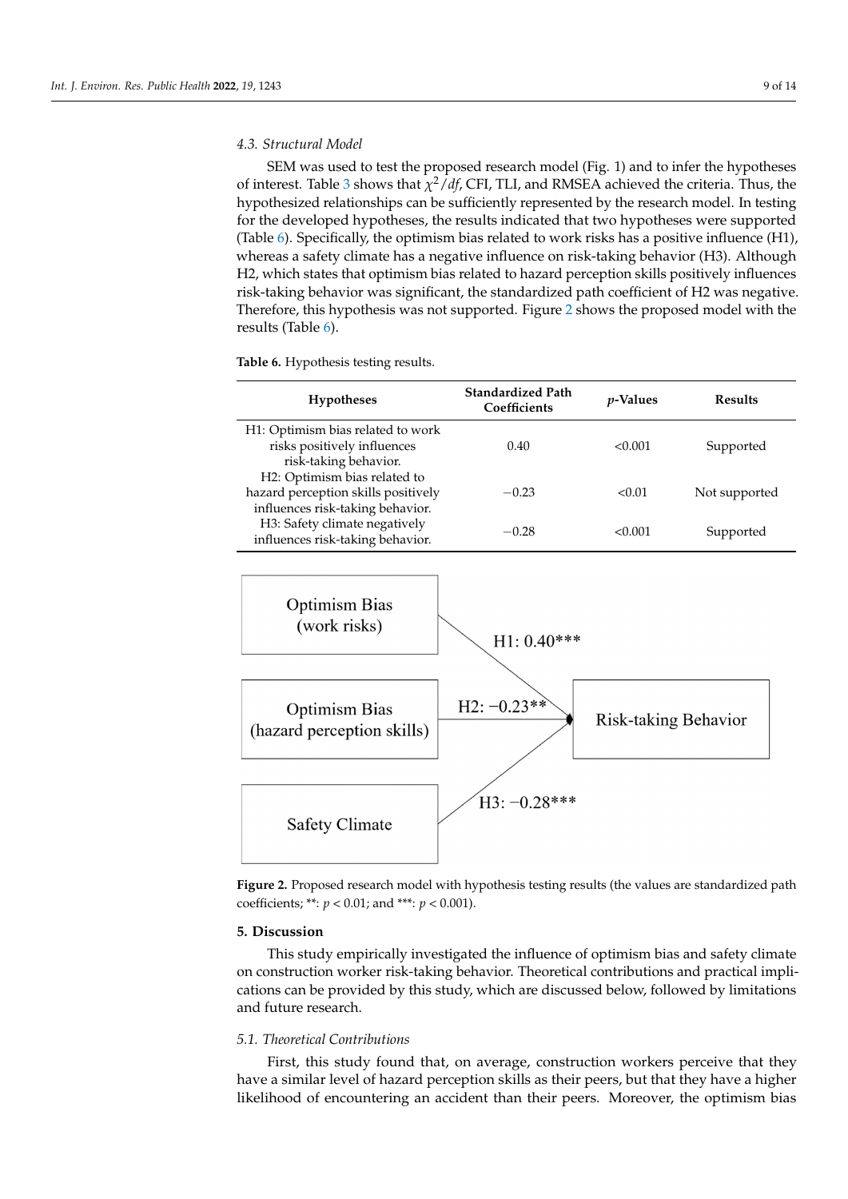### 4.3. Structural Model

SEM was used to test the proposed research model (Fig. 1) and to infer the hypotheses of interest. Table 3 shows that $\chi^2/df$, CFI, TLI, and RMSEA achieved the criteria. Thus, the hypothesized relationships can be sufficiently represented by the research model. In testing for the developed hypotheses, the results indicated that two hypotheses were supported (Table 6). Specifically, the optimism bias related to work risks has a positive influence (H1), whereas a safety climate has a negative influence on risk-taking behavior (H3). Although H2, which states that optimism bias related to hazard perception skills positively influences risk-taking behavior was significant, the standardized path coefficient of H2 was negative. Therefore, this hypothesis was not supported. Figure 2 shows the proposed model with the results (Table 6).

**Table 6.** Hypothesis testing results.

| Hypotheses | Standardized Path Coefficients | $p$-Values | Results |
|---|---|---|---|
| H1: Optimism bias related to work risks positively influences risk-taking behavior. | 0.40 | <0.001 | Supported |
| H2: Optimism bias related to hazard perception skills positively influences risk-taking behavior. | −0.23 | <0.01 | Not supported |
| H3: Safety climate negatively influences risk-taking behavior. | −0.28 | <0.001 | Supported |

**Figure 2.** Proposed research model with hypothesis testing results (the values are standardized path coefficients; **: $p < 0.01$; and ***: $p < 0.001$).

## 5. Discussion

This study empirically investigated the influence of optimism bias and safety climate on construction worker risk-taking behavior. Theoretical contributions and practical implications can be provided by this study, which are discussed below, followed by limitations and future research.

### 5.1. Theoretical Contributions

First, this study found that, on average, construction workers perceive that they have a similar level of hazard perception skills as their peers, but that they have a higher likelihood of encountering an accident than their peers. Moreover, the optimism bias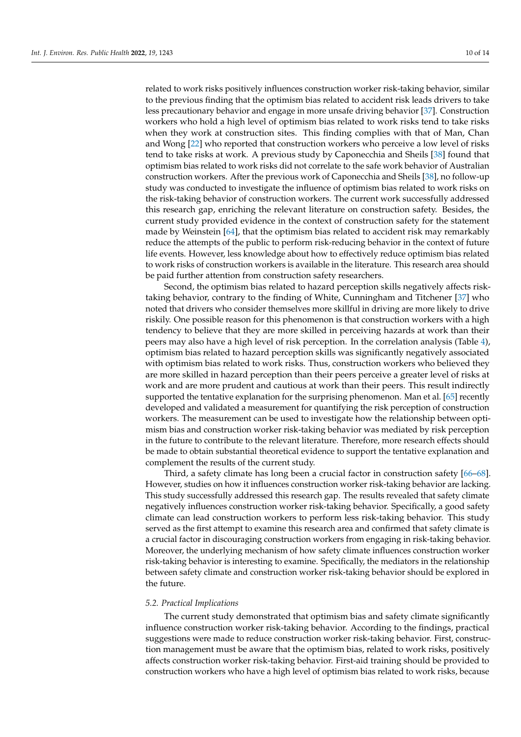related to work risks positively influences construction worker risk-taking behavior, similar to the previous finding that the optimism bias related to accident risk leads drivers to take less precautionary behavior and engage in more unsafe driving behavior [37]. Construction workers who hold a high level of optimism bias related to work risks tend to take risks when they work at construction sites. This finding complies with that of Man, Chan and Wong [22] who reported that construction workers who perceive a low level of risks tend to take risks at work. A previous study by Caponecchia and Sheils [38] found that optimism bias related to work risks did not correlate to the safe work behavior of Australian construction workers. After the previous work of Caponecchia and Sheils [38], no follow-up study was conducted to investigate the influence of optimism bias related to work risks on the risk-taking behavior of construction workers. The current work successfully addressed this research gap, enriching the relevant literature on construction safety. Besides, the current study provided evidence in the context of construction safety for the statement made by Weinstein [64], that the optimism bias related to accident risk may remarkably reduce the attempts of the public to perform risk-reducing behavior in the context of future life events. However, less knowledge about how to effectively reduce optimism bias related to work risks of construction workers is available in the literature. This research area should be paid further attention from construction safety researchers.

Second, the optimism bias related to hazard perception skills negatively affects risk-taking behavior, contrary to the finding of White, Cunningham and Titchener [37] who noted that drivers who consider themselves more skillful in driving are more likely to drive riskily. One possible reason for this phenomenon is that construction workers with a high tendency to believe that they are more skilled in perceiving hazards at work than their peers may also have a high level of risk perception. In the correlation analysis (Table 4), optimism bias related to hazard perception skills was significantly negatively associated with optimism bias related to work risks. Thus, construction workers who believed they are more skilled in hazard perception than their peers perceive a greater level of risks at work and are more prudent and cautious at work than their peers. This result indirectly supported the tentative explanation for the surprising phenomenon. Man et al. [65] recently developed and validated a measurement for quantifying the risk perception of construction workers. The measurement can be used to investigate how the relationship between optimism bias and construction worker risk-taking behavior was mediated by risk perception in the future to contribute to the relevant literature. Therefore, more research effects should be made to obtain substantial theoretical evidence to support the tentative explanation and complement the results of the current study.

Third, a safety climate has long been a crucial factor in construction safety [66–68]. However, studies on how it influences construction worker risk-taking behavior are lacking. This study successfully addressed this research gap. The results revealed that safety climate negatively influences construction worker risk-taking behavior. Specifically, a good safety climate can lead construction workers to perform less risk-taking behavior. This study served as the first attempt to examine this research area and confirmed that safety climate is a crucial factor in discouraging construction workers from engaging in risk-taking behavior. Moreover, the underlying mechanism of how safety climate influences construction worker risk-taking behavior is interesting to examine. Specifically, the mediators in the relationship between safety climate and construction worker risk-taking behavior should be explored in the future.

### *5.2. Practical Implications*

The current study demonstrated that optimism bias and safety climate significantly influence construction worker risk-taking behavior. According to the findings, practical suggestions were made to reduce construction worker risk-taking behavior. First, construction management must be aware that the optimism bias, related to work risks, positively affects construction worker risk-taking behavior. First-aid training should be provided to construction workers who have a high level of optimism bias related to work risks, because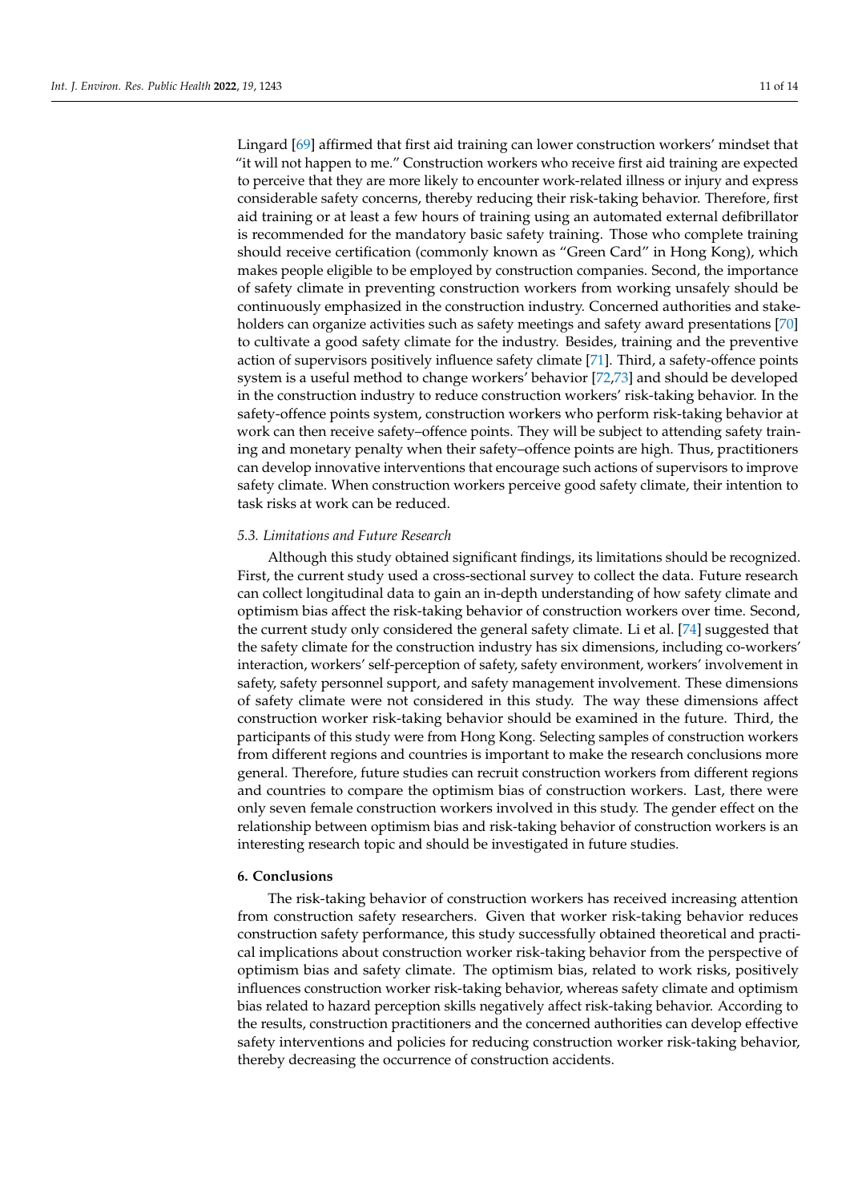Lingard [69] affirmed that first aid training can lower construction workers' mindset that "it will not happen to me." Construction workers who receive first aid training are expected to perceive that they are more likely to encounter work-related illness or injury and express considerable safety concerns, thereby reducing their risk-taking behavior. Therefore, first aid training or at least a few hours of training using an automated external defibrillator is recommended for the mandatory basic safety training. Those who complete training should receive certification (commonly known as "Green Card" in Hong Kong), which makes people eligible to be employed by construction companies. Second, the importance of safety climate in preventing construction workers from working unsafely should be continuously emphasized in the construction industry. Concerned authorities and stakeholders can organize activities such as safety meetings and safety award presentations [70] to cultivate a good safety climate for the industry. Besides, training and the preventive action of supervisors positively influence safety climate [71]. Third, a safety-offence points system is a useful method to change workers' behavior [72,73] and should be developed in the construction industry to reduce construction workers' risk-taking behavior. In the safety-offence points system, construction workers who perform risk-taking behavior at work can then receive safety–offence points. They will be subject to attending safety training and monetary penalty when their safety–offence points are high. Thus, practitioners can develop innovative interventions that encourage such actions of supervisors to improve safety climate. When construction workers perceive good safety climate, their intention to task risks at work can be reduced.

### *5.3. Limitations and Future Research*

Although this study obtained significant findings, its limitations should be recognized. First, the current study used a cross-sectional survey to collect the data. Future research can collect longitudinal data to gain an in-depth understanding of how safety climate and optimism bias affect the risk-taking behavior of construction workers over time. Second, the current study only considered the general safety climate. Li et al. [74] suggested that the safety climate for the construction industry has six dimensions, including co-workers' interaction, workers' self-perception of safety, safety environment, workers' involvement in safety, safety personnel support, and safety management involvement. These dimensions of safety climate were not considered in this study. The way these dimensions affect construction worker risk-taking behavior should be examined in the future. Third, the participants of this study were from Hong Kong. Selecting samples of construction workers from different regions and countries is important to make the research conclusions more general. Therefore, future studies can recruit construction workers from different regions and countries to compare the optimism bias of construction workers. Last, there were only seven female construction workers involved in this study. The gender effect on the relationship between optimism bias and risk-taking behavior of construction workers is an interesting research topic and should be investigated in future studies.

## **6. Conclusions**

The risk-taking behavior of construction workers has received increasing attention from construction safety researchers. Given that worker risk-taking behavior reduces construction safety performance, this study successfully obtained theoretical and practical implications about construction worker risk-taking behavior from the perspective of optimism bias and safety climate. The optimism bias, related to work risks, positively influences construction worker risk-taking behavior, whereas safety climate and optimism bias related to hazard perception skills negatively affect risk-taking behavior. According to the results, construction practitioners and the concerned authorities can develop effective safety interventions and policies for reducing construction worker risk-taking behavior, thereby decreasing the occurrence of construction accidents.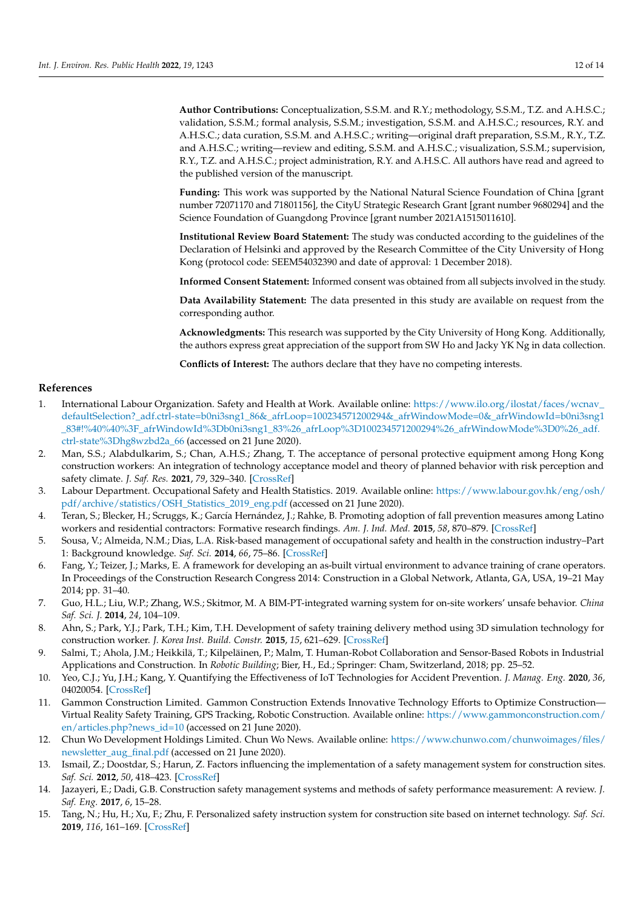**Author Contributions:** Conceptualization, S.S.M. and R.Y.; methodology, S.S.M., T.Z. and A.H.S.C.; validation, S.S.M.; formal analysis, S.S.M.; investigation, S.S.M. and A.H.S.C.; resources, R.Y. and A.H.S.C.; data curation, S.S.M. and A.H.S.C.; writing—original draft preparation, S.S.M., R.Y., T.Z. and A.H.S.C.; writing—review and editing, S.S.M. and A.H.S.C.; visualization, S.S.M.; supervision, R.Y., T.Z. and A.H.S.C.; project administration, R.Y. and A.H.S.C. All authors have read and agreed to the published version of the manuscript.

**Funding:** This work was supported by the National Natural Science Foundation of China [grant number 72071170 and 71801156], the CityU Strategic Research Grant [grant number 9680294] and the Science Foundation of Guangdong Province [grant number 2021A1515011610].

**Institutional Review Board Statement:** The study was conducted according to the guidelines of the Declaration of Helsinki and approved by the Research Committee of the City University of Hong Kong (protocol code: SEEM54032390 and date of approval: 1 December 2018).

**Informed Consent Statement:** Informed consent was obtained from all subjects involved in the study.

**Data Availability Statement:** The data presented in this study are available on request from the corresponding author.

**Acknowledgments:** This research was supported by the City University of Hong Kong. Additionally, the authors express great appreciation of the support from SW Ho and Jacky YK Ng in data collection.

**Conflicts of Interest:** The authors declare that they have no competing interests.

## References

1. International Labour Organization. Safety and Health at Work. Available online: https://www.ilo.org/ilostat/faces/wcnav_defaultSelection?_adf.ctrl-state=b0ni3sng1_86&_afrLoop=100234571200294&_afrWindowMode=0&_afrWindowId=b0ni3sng1_83#!%40%40%3F_afrWindowId%3Db0ni3sng1_83%26_afrLoop%3D100234571200294%26_afrWindowMode%3D0%26_adf.ctrl-state%3Dhg8wzbd2a_66 (accessed on 21 June 2020).
2. Man, S.S.; Alabdulkarim, S.; Chan, A.H.S.; Zhang, T. The acceptance of personal protective equipment among Hong Kong construction workers: An integration of technology acceptance model and theory of planned behavior with risk perception and safety climate. *J. Saf. Res.* **2021**, *79*, 329–340. [CrossRef]
3. Labour Department. Occupational Safety and Health Statistics. 2019. Available online: https://www.labour.gov.hk/eng/osh/pdf/archive/statistics/OSH_Statistics_2019_eng.pdf (accessed on 21 June 2020).
4. Teran, S.; Blecker, H.; Scruggs, K.; García Hernández, J.; Rahke, B. Promoting adoption of fall prevention measures among Latino workers and residential contractors: Formative research findings. *Am. J. Ind. Med.* **2015**, *58*, 870–879. [CrossRef]
5. Sousa, V.; Almeida, N.M.; Dias, L.A. Risk-based management of occupational safety and health in the construction industry–Part 1: Background knowledge. *Saf. Sci.* **2014**, *66*, 75–86. [CrossRef]
6. Fang, Y.; Teizer, J.; Marks, E. A framework for developing an as-built virtual environment to advance training of crane operators. In Proceedings of the Construction Research Congress 2014: Construction in a Global Network, Atlanta, GA, USA, 19–21 May 2014; pp. 31–40.
7. Guo, H.L.; Liu, W.P.; Zhang, W.S.; Skitmor, M. A BIM-PT-integrated warning system for on-site workers' unsafe behavior. *China Saf. Sci. J.* **2014**, *24*, 104–109.
8. Ahn, S.; Park, Y.J.; Park, T.H.; Kim, T.H. Development of safety training delivery method using 3D simulation technology for construction worker. *J. Korea Inst. Build. Constr.* **2015**, *15*, 621–629. [CrossRef]
9. Salmi, T.; Ahola, J.M.; Heikkilä, T.; Kilpeläinen, P.; Malm, T. Human-Robot Collaboration and Sensor-Based Robots in Industrial Applications and Construction. In *Robotic Building*; Bier, H., Ed.; Springer: Cham, Switzerland, 2018; pp. 25–52.
10. Yeo, C.J.; Yu, J.H.; Kang, Y. Quantifying the Effectiveness of IoT Technologies for Accident Prevention. *J. Manag. Eng.* **2020**, *36*, 04020054. [CrossRef]
11. Gammon Construction Limited. Gammon Construction Extends Innovative Technology Efforts to Optimize Construction—Virtual Reality Safety Training, GPS Tracking, Robotic Construction. Available online: https://www.gammonconstruction.com/en/articles.php?news_id=10 (accessed on 21 June 2020).
12. Chun Wo Development Holdings Limited. Chun Wo News. Available online: https://www.chunwo.com/chunwoimages/files/newsletter_aug_final.pdf (accessed on 21 June 2020).
13. Ismail, Z.; Doostdar, S.; Harun, Z. Factors influencing the implementation of a safety management system for construction sites. *Saf. Sci.* **2012**, *50*, 418–423. [CrossRef]
14. Jazayeri, E.; Dadi, G.B. Construction safety management systems and methods of safety performance measurement: A review. *J. Saf. Eng.* **2017**, *6*, 15–28.
15. Tang, N.; Hu, H.; Xu, F.; Zhu, F. Personalized safety instruction system for construction site based on internet technology. *Saf. Sci.* **2019**, *116*, 161–169. [CrossRef]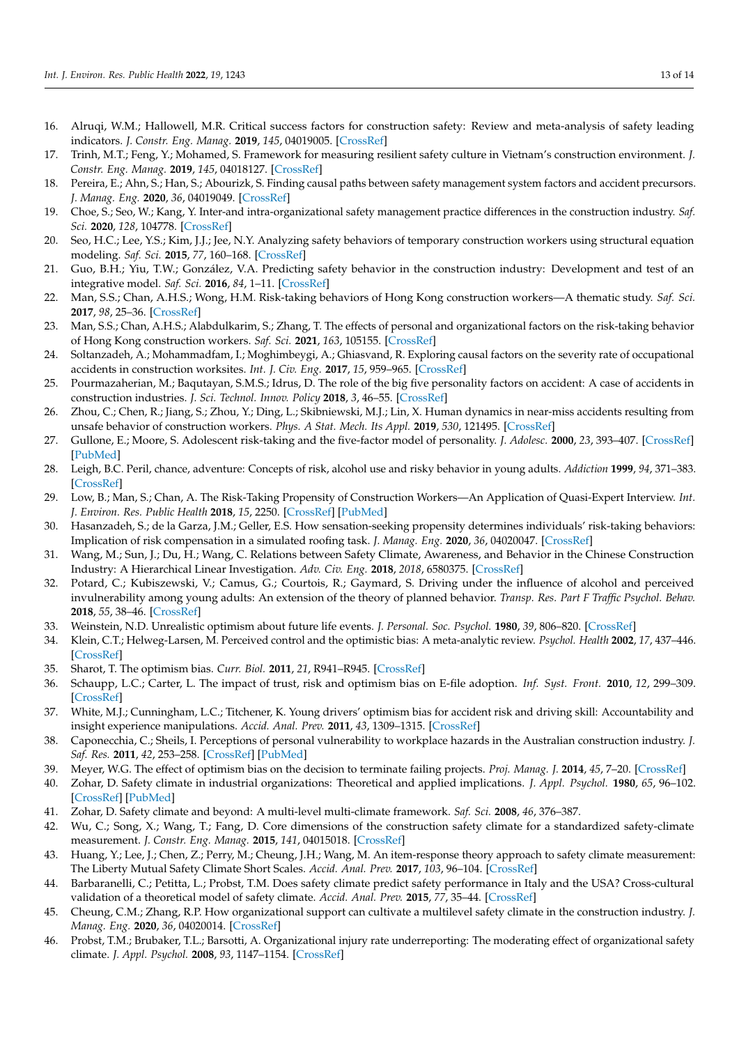16. Alruqi, W.M.; Hallowell, M.R. Critical success factors for construction safety: Review and meta-analysis of safety leading indicators. *J. Constr. Eng. Manag.* **2019**, *145*, 04019005. [CrossRef]
17. Trinh, M.T.; Feng, Y.; Mohamed, S. Framework for measuring resilient safety culture in Vietnam's construction environment. *J. Constr. Eng. Manag.* **2019**, *145*, 04018127. [CrossRef]
18. Pereira, E.; Ahn, S.; Han, S.; Abourizk, S. Finding causal paths between safety management system factors and accident precursors. *J. Manag. Eng.* **2020**, *36*, 04019049. [CrossRef]
19. Choe, S.; Seo, W.; Kang, Y. Inter-and intra-organizational safety management practice differences in the construction industry. *Saf. Sci.* **2020**, *128*, 104778. [CrossRef]
20. Seo, H.C.; Lee, Y.S.; Kim, J.J.; Jee, N.Y. Analyzing safety behaviors of temporary construction workers using structural equation modeling. *Saf. Sci.* **2015**, *77*, 160–168. [CrossRef]
21. Guo, B.H.; Yiu, T.W.; González, V.A. Predicting safety behavior in the construction industry: Development and test of an integrative model. *Saf. Sci.* **2016**, *84*, 1–11. [CrossRef]
22. Man, S.S.; Chan, A.H.S.; Wong, H.M. Risk-taking behaviors of Hong Kong construction workers—A thematic study. *Saf. Sci.* **2017**, *98*, 25–36. [CrossRef]
23. Man, S.S.; Chan, A.H.S.; Alabdulkarim, S.; Zhang, T. The effects of personal and organizational factors on the risk-taking behavior of Hong Kong construction workers. *Saf. Sci.* **2021**, *163*, 105155. [CrossRef]
24. Soltanzadeh, A.; Mohammadfam, I.; Moghimbeygi, A.; Ghiasvand, R. Exploring causal factors on the severity rate of occupational accidents in construction worksites. *Int. J. Civ. Eng.* **2017**, *15*, 959–965. [CrossRef]
25. Pourmazaherian, M.; Baqutayan, S.M.S.; Idrus, D. The role of the big five personality factors on accident: A case of accidents in construction industries. *J. Sci. Technol. Innov. Policy* **2018**, *3*, 46–55. [CrossRef]
26. Zhou, C.; Chen, R.; Jiang, S.; Zhou, Y.; Ding, L.; Skibniewski, M.J.; Lin, X. Human dynamics in near-miss accidents resulting from unsafe behavior of construction workers. *Phys. A Stat. Mech. Its Appl.* **2019**, *530*, 121495. [CrossRef]
27. Gullone, E.; Moore, S. Adolescent risk-taking and the five-factor model of personality. *J. Adolesc.* **2000**, *23*, 393–407. [CrossRef] [PubMed]
28. Leigh, B.C. Peril, chance, adventure: Concepts of risk, alcohol use and risky behavior in young adults. *Addiction* **1999**, *94*, 371–383. [CrossRef]
29. Low, B.; Man, S.; Chan, A. The Risk-Taking Propensity of Construction Workers—An Application of Quasi-Expert Interview. *Int. J. Environ. Res. Public Health* **2018**, *15*, 2250. [CrossRef] [PubMed]
30. Hasanzadeh, S.; de la Garza, J.M.; Geller, E.S. How sensation-seeking propensity determines individuals' risk-taking behaviors: Implication of risk compensation in a simulated roofing task. *J. Manag. Eng.* **2020**, *36*, 04020047. [CrossRef]
31. Wang, M.; Sun, J.; Du, H.; Wang, C. Relations between Safety Climate, Awareness, and Behavior in the Chinese Construction Industry: A Hierarchical Linear Investigation. *Adv. Civ. Eng.* **2018**, *2018*, 6580375. [CrossRef]
32. Potard, C.; Kubiszewski, V.; Camus, G.; Courtois, R.; Gaymard, S. Driving under the influence of alcohol and perceived invulnerability among young adults: An extension of the theory of planned behavior. *Transp. Res. Part F Traffic Psychol. Behav.* **2018**, *55*, 38–46. [CrossRef]
33. Weinstein, N.D. Unrealistic optimism about future life events. *J. Personal. Soc. Psychol.* **1980**, *39*, 806–820. [CrossRef]
34. Klein, C.T.; Helweg-Larsen, M. Perceived control and the optimistic bias: A meta-analytic review. *Psychol. Health* **2002**, *17*, 437–446. [CrossRef]
35. Sharot, T. The optimism bias. *Curr. Biol.* **2011**, *21*, R941–R945. [CrossRef]
36. Schaupp, L.C.; Carter, L. The impact of trust, risk and optimism bias on E-file adoption. *Inf. Syst. Front.* **2010**, *12*, 299–309. [CrossRef]
37. White, M.J.; Cunningham, L.C.; Titchener, K. Young drivers' optimism bias for accident risk and driving skill: Accountability and insight experience manipulations. *Accid. Anal. Prev.* **2011**, *43*, 1309–1315. [CrossRef]
38. Caponecchia, C.; Sheils, I. Perceptions of personal vulnerability to workplace hazards in the Australian construction industry. *J. Saf. Res.* **2011**, *42*, 253–258. [CrossRef] [PubMed]
39. Meyer, W.G. The effect of optimism bias on the decision to terminate failing projects. *Proj. Manag. J.* **2014**, *45*, 7–20. [CrossRef]
40. Zohar, D. Safety climate in industrial organizations: Theoretical and applied implications. *J. Appl. Psychol.* **1980**, *65*, 96–102. [CrossRef] [PubMed]
41. Zohar, D. Safety climate and beyond: A multi-level multi-climate framework. *Saf. Sci.* **2008**, *46*, 376–387.
42. Wu, C.; Song, X.; Wang, T.; Fang, D. Core dimensions of the construction safety climate for a standardized safety-climate measurement. *J. Constr. Eng. Manag.* **2015**, *141*, 04015018. [CrossRef]
43. Huang, Y.; Lee, J.; Chen, Z.; Perry, M.; Cheung, J.H.; Wang, M. An item-response theory approach to safety climate measurement: The Liberty Mutual Safety Climate Short Scales. *Accid. Anal. Prev.* **2017**, *103*, 96–104. [CrossRef]
44. Barbaranelli, C.; Petitta, L.; Probst, T.M. Does safety climate predict safety performance in Italy and the USA? Cross-cultural validation of a theoretical model of safety climate. *Accid. Anal. Prev.* **2015**, *77*, 35–44. [CrossRef]
45. Cheung, C.M.; Zhang, R.P. How organizational support can cultivate a multilevel safety climate in the construction industry. *J. Manag. Eng.* **2020**, *36*, 04020014. [CrossRef]
46. Probst, T.M.; Brubaker, T.L.; Barsotti, A. Organizational injury rate underreporting: The moderating effect of organizational safety climate. *J. Appl. Psychol.* **2008**, *93*, 1147–1154. [CrossRef]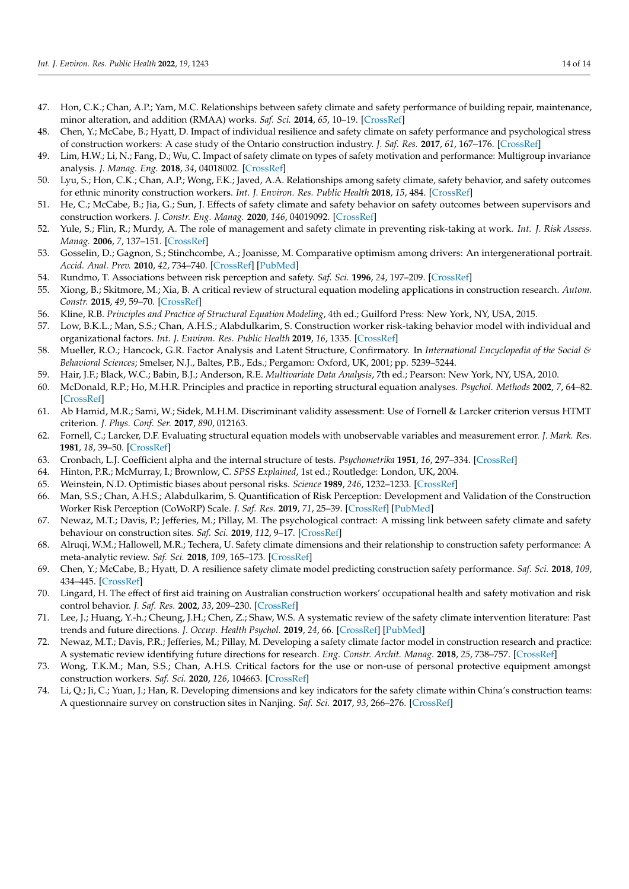47. Hon, C.K.; Chan, A.P.; Yam, M.C. Relationships between safety climate and safety performance of building repair, maintenance, minor alteration, and addition (RMAA) works. *Saf. Sci.* **2014**, *65*, 10–19. [CrossRef]
48. Chen, Y.; McCabe, B.; Hyatt, D. Impact of individual resilience and safety climate on safety performance and psychological stress of construction workers: A case study of the Ontario construction industry. *J. Saf. Res.* **2017**, *61*, 167–176. [CrossRef]
49. Lim, H.W.; Li, N.; Fang, D.; Wu, C. Impact of safety climate on types of safety motivation and performance: Multigroup invariance analysis. *J. Manag. Eng.* **2018**, *34*, 04018002. [CrossRef]
50. Lyu, S.; Hon, C.K.; Chan, A.P.; Wong, F.K.; Javed, A.A. Relationships among safety climate, safety behavior, and safety outcomes for ethnic minority construction workers. *Int. J. Environ. Res. Public Health* **2018**, *15*, 484. [CrossRef]
51. He, C.; McCabe, B.; Jia, G.; Sun, J. Effects of safety climate and safety behavior on safety outcomes between supervisors and construction workers. *J. Constr. Eng. Manag.* **2020**, *146*, 04019092. [CrossRef]
52. Yule, S.; Flin, R.; Murdy, A. The role of management and safety climate in preventing risk-taking at work. *Int. J. Risk Assess. Manag.* **2006**, *7*, 137–151. [CrossRef]
53. Gosselin, D.; Gagnon, S.; Stinchcombe, A.; Joanisse, M. Comparative optimism among drivers: An intergenerational portrait. *Accid. Anal. Prev.* **2010**, *42*, 734–740. [CrossRef] [PubMed]
54. Rundmo, T. Associations between risk perception and safety. *Saf. Sci.* **1996**, *24*, 197–209. [CrossRef]
55. Xiong, B.; Skitmore, M.; Xia, B. A critical review of structural equation modeling applications in construction research. *Autom. Constr.* **2015**, *49*, 59–70. [CrossRef]
56. Kline, R.B. *Principles and Practice of Structural Equation Modeling*, 4th ed.; Guilford Press: New York, NY, USA, 2015.
57. Low, B.K.L.; Man, S.S.; Chan, A.H.S.; Alabdulkarim, S. Construction worker risk-taking behavior model with individual and organizational factors. *Int. J. Environ. Res. Public Health* **2019**, *16*, 1335. [CrossRef]
58. Mueller, R.O.; Hancock, G.R. Factor Analysis and Latent Structure, Confirmatory. In *International Encyclopedia of the Social & Behavioral Sciences*; Smelser, N.J., Baltes, P.B., Eds.; Pergamon: Oxford, UK, 2001; pp. 5239–5244.
59. Hair, J.F.; Black, W.C.; Babin, B.J.; Anderson, R.E. *Multivariate Data Analysis*, 7th ed.; Pearson: New York, NY, USA, 2010.
60. McDonald, R.P.; Ho, M.H.R. Principles and practice in reporting structural equation analyses. *Psychol. Methods* **2002**, *7*, 64–82. [CrossRef]
61. Ab Hamid, M.R.; Sami, W.; Sidek, M.H.M. Discriminant validity assessment: Use of Fornell & Larcker criterion versus HTMT criterion. *J. Phys. Conf. Ser.* **2017**, *890*, 012163.
62. Fornell, C.; Larcker, D.F. Evaluating structural equation models with unobservable variables and measurement error. *J. Mark. Res.* **1981**, *18*, 39–50. [CrossRef]
63. Cronbach, L.J. Coefficient alpha and the internal structure of tests. *Psychometrika* **1951**, *16*, 297–334. [CrossRef]
64. Hinton, P.R.; McMurray, I.; Brownlow, C. *SPSS Explained*, 1st ed.; Routledge: London, UK, 2004.
65. Weinstein, N.D. Optimistic biases about personal risks. *Science* **1989**, *246*, 1232–1233. [CrossRef]
66. Man, S.S.; Chan, A.H.S.; Alabdulkarim, S. Quantification of Risk Perception: Development and Validation of the Construction Worker Risk Perception (CoWoRP) Scale. *J. Saf. Res.* **2019**, *71*, 25–39. [CrossRef] [PubMed]
67. Newaz, M.T.; Davis, P.; Jefferies, M.; Pillay, M. The psychological contract: A missing link between safety climate and safety behaviour on construction sites. *Saf. Sci.* **2019**, *112*, 9–17. [CrossRef]
68. Alruqi, W.M.; Hallowell, M.R.; Techera, U. Safety climate dimensions and their relationship to construction safety performance: A meta-analytic review. *Saf. Sci.* **2018**, *109*, 165–173. [CrossRef]
69. Chen, Y.; McCabe, B.; Hyatt, D. A resilience safety climate model predicting construction safety performance. *Saf. Sci.* **2018**, *109*, 434–445. [CrossRef]
70. Lingard, H. The effect of first aid training on Australian construction workers' occupational health and safety motivation and risk control behavior. *J. Saf. Res.* **2002**, *33*, 209–230. [CrossRef]
71. Lee, J.; Huang, Y.-h.; Cheung, J.H.; Chen, Z.; Shaw, W.S. A systematic review of the safety climate intervention literature: Past trends and future directions. *J. Occup. Health Psychol.* **2019**, *24*, 66. [CrossRef] [PubMed]
72. Newaz, M.T.; Davis, P.R.; Jefferies, M.; Pillay, M. Developing a safety climate factor model in construction research and practice: A systematic review identifying future directions for research. *Eng. Constr. Archit. Manag.* **2018**, *25*, 738–757. [CrossRef]
73. Wong, T.K.M.; Man, S.S.; Chan, A.H.S. Critical factors for the use or non-use of personal protective equipment amongst construction workers. *Saf. Sci.* **2020**, *126*, 104663. [CrossRef]
74. Li, Q.; Ji, C.; Yuan, J.; Han, R. Developing dimensions and key indicators for the safety climate within China's construction teams: A questionnaire survey on construction sites in Nanjing. *Saf. Sci.* **2017**, *93*, 266–276. [CrossRef]